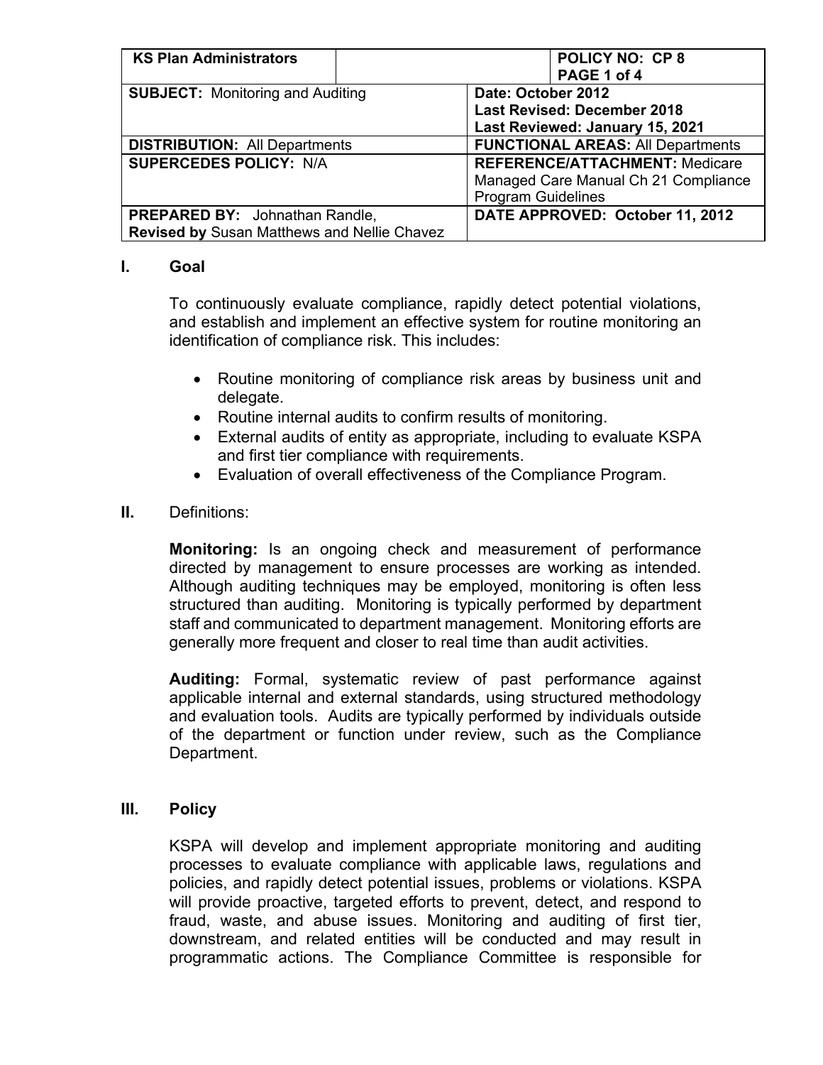| KS Plan Administrators | | POLICY NO: CP 8<br>PAGE 1 of 4 |
|---|---|---|
| **SUBJECT:** Monitoring and Auditing | **Date: October 2012**<br>**Last Revised: December 2018**<br>**Last Reviewed: January 15, 2021** | |
| **DISTRIBUTION:** All Departments | **FUNCTIONAL AREAS:** All Departments | |
| **SUPERCEDES POLICY:** N/A | **REFERENCE/ATTACHMENT:** Medicare Managed Care Manual Ch 21 Compliance Program Guidelines | |
| **PREPARED BY:** Johnathan Randle,<br>**Revised by** Susan Matthews and Nellie Chavez | **DATE APPROVED: October 11, 2012** | |

## I. Goal

To continuously evaluate compliance, rapidly detect potential violations, and establish and implement an effective system for routine monitoring an identification of compliance risk. This includes:

- Routine monitoring of compliance risk areas by business unit and delegate.
- Routine internal audits to confirm results of monitoring.
- External audits of entity as appropriate, including to evaluate KSPA and first tier compliance with requirements.
- Evaluation of overall effectiveness of the Compliance Program.

## II. Definitions:

**Monitoring:** Is an ongoing check and measurement of performance directed by management to ensure processes are working as intended. Although auditing techniques may be employed, monitoring is often less structured than auditing. Monitoring is typically performed by department staff and communicated to department management. Monitoring efforts are generally more frequent and closer to real time than audit activities.

**Auditing:** Formal, systematic review of past performance against applicable internal and external standards, using structured methodology and evaluation tools. Audits are typically performed by individuals outside of the department or function under review, such as the Compliance Department.

## III. Policy

KSPA will develop and implement appropriate monitoring and auditing processes to evaluate compliance with applicable laws, regulations and policies, and rapidly detect potential issues, problems or violations. KSPA will provide proactive, targeted efforts to prevent, detect, and respond to fraud, waste, and abuse issues. Monitoring and auditing of first tier, downstream, and related entities will be conducted and may result in programmatic actions. The Compliance Committee is responsible for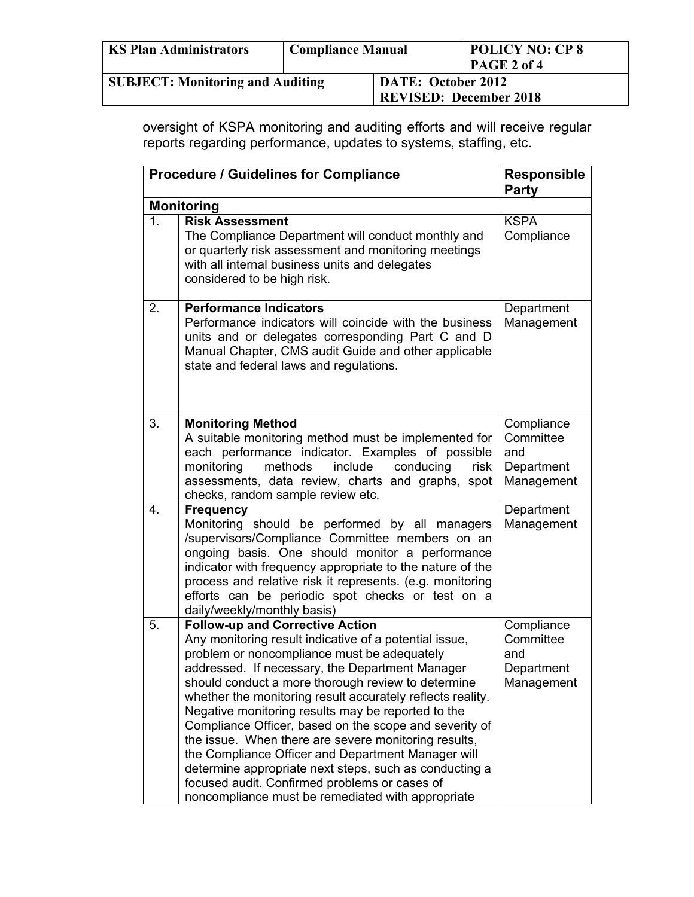oversight of KSPA monitoring and auditing efforts and will receive regular reports regarding performance, updates to systems, staffing, etc.

| | Procedure / Guidelines for Compliance | Responsible Party |
|---|---|---|
| **Monitoring** | | |
| 1. | **Risk Assessment**<br>The Compliance Department will conduct monthly and or quarterly risk assessment and monitoring meetings with all internal business units and delegates considered to be high risk. | KSPA Compliance |
| 2. | **Performance Indicators**<br>Performance indicators will coincide with the business units and or delegates corresponding Part C and D Manual Chapter, CMS audit Guide and other applicable state and federal laws and regulations. | Department Management |
| 3. | **Monitoring Method**<br>A suitable monitoring method must be implemented for each performance indicator. Examples of possible monitoring methods include conducing risk assessments, data review, charts and graphs, spot checks, random sample review etc. | Compliance Committee and Department Management |
| 4. | **Frequency**<br>Monitoring should be performed by all managers /supervisors/Compliance Committee members on an ongoing basis. One should monitor a performance indicator with frequency appropriate to the nature of the process and relative risk it represents. (e.g. monitoring efforts can be periodic spot checks or test on a daily/weekly/monthly basis) | Department Management |
| 5. | **Follow-up and Corrective Action**<br>Any monitoring result indicative of a potential issue, problem or noncompliance must be adequately addressed. If necessary, the Department Manager should conduct a more thorough review to determine whether the monitoring result accurately reflects reality. Negative monitoring results may be reported to the Compliance Officer, based on the scope and severity of the issue. When there are severe monitoring results, the Compliance Officer and Department Manager will determine appropriate next steps, such as conducting a focused audit. Confirmed problems or cases of noncompliance must be remediated with appropriate | Compliance Committee and Department Management |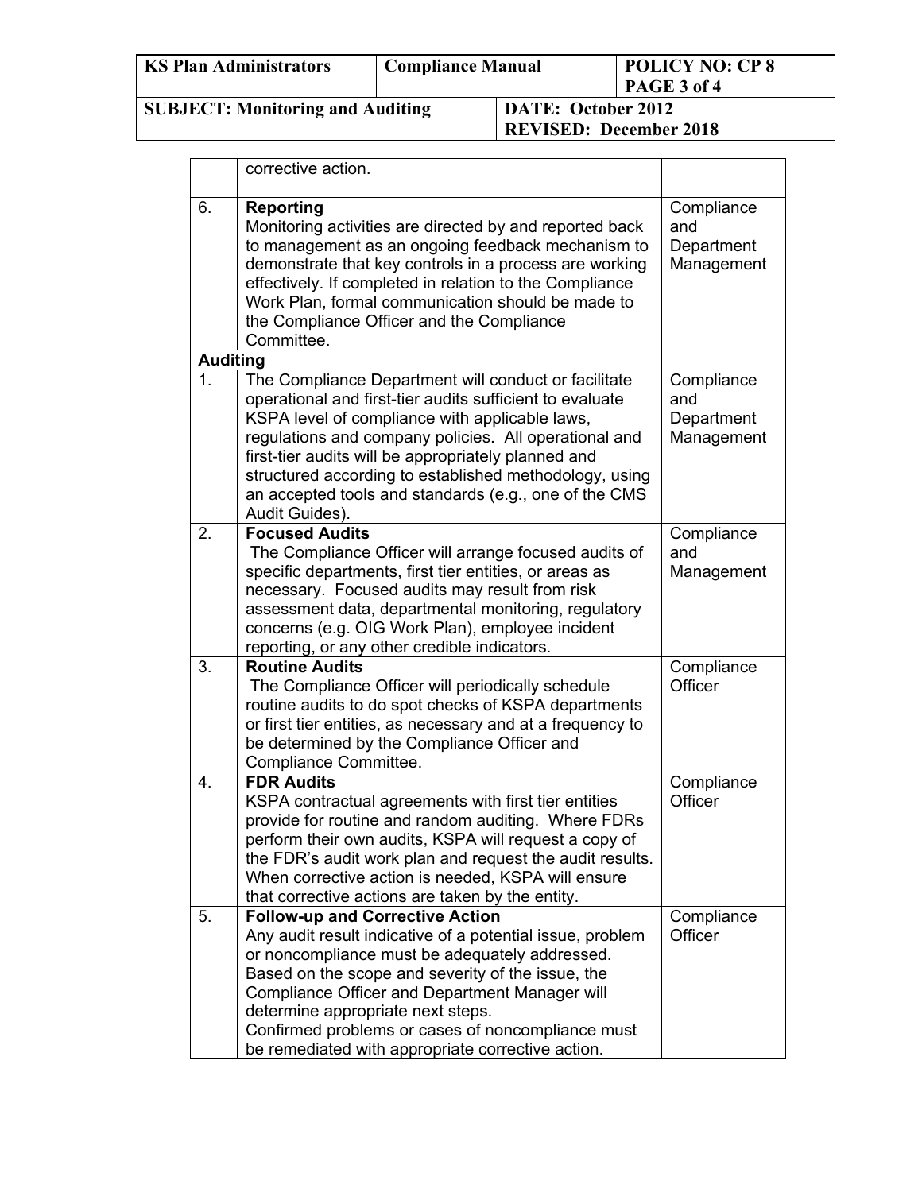| | | |
|---|---|---|
| | corrective action. | |
| 6. | **Reporting**<br>Monitoring activities are directed by and reported back to management as an ongoing feedback mechanism to demonstrate that key controls in a process are working effectively. If completed in relation to the Compliance Work Plan, formal communication should be made to the Compliance Officer and the Compliance Committee. | Compliance and Department Management |
| **Auditing** | | |
| 1. | The Compliance Department will conduct or facilitate operational and first-tier audits sufficient to evaluate KSPA level of compliance with applicable laws, regulations and company policies. All operational and first-tier audits will be appropriately planned and structured according to established methodology, using an accepted tools and standards (e.g., one of the CMS Audit Guides). | Compliance and Department Management |
| 2. | **Focused Audits**<br>The Compliance Officer will arrange focused audits of specific departments, first tier entities, or areas as necessary. Focused audits may result from risk assessment data, departmental monitoring, regulatory concerns (e.g. OIG Work Plan), employee incident reporting, or any other credible indicators. | Compliance and Management |
| 3. | **Routine Audits**<br>The Compliance Officer will periodically schedule routine audits to do spot checks of KSPA departments or first tier entities, as necessary and at a frequency to be determined by the Compliance Officer and Compliance Committee. | Compliance Officer |
| 4. | **FDR Audits**<br>KSPA contractual agreements with first tier entities provide for routine and random auditing. Where FDRs perform their own audits, KSPA will request a copy of the FDR's audit work plan and request the audit results. When corrective action is needed, KSPA will ensure that corrective actions are taken by the entity. | Compliance Officer |
| 5. | **Follow-up and Corrective Action**<br>Any audit result indicative of a potential issue, problem or noncompliance must be adequately addressed. Based on the scope and severity of the issue, the Compliance Officer and Department Manager will determine appropriate next steps.<br>Confirmed problems or cases of noncompliance must be remediated with appropriate corrective action. | Compliance Officer |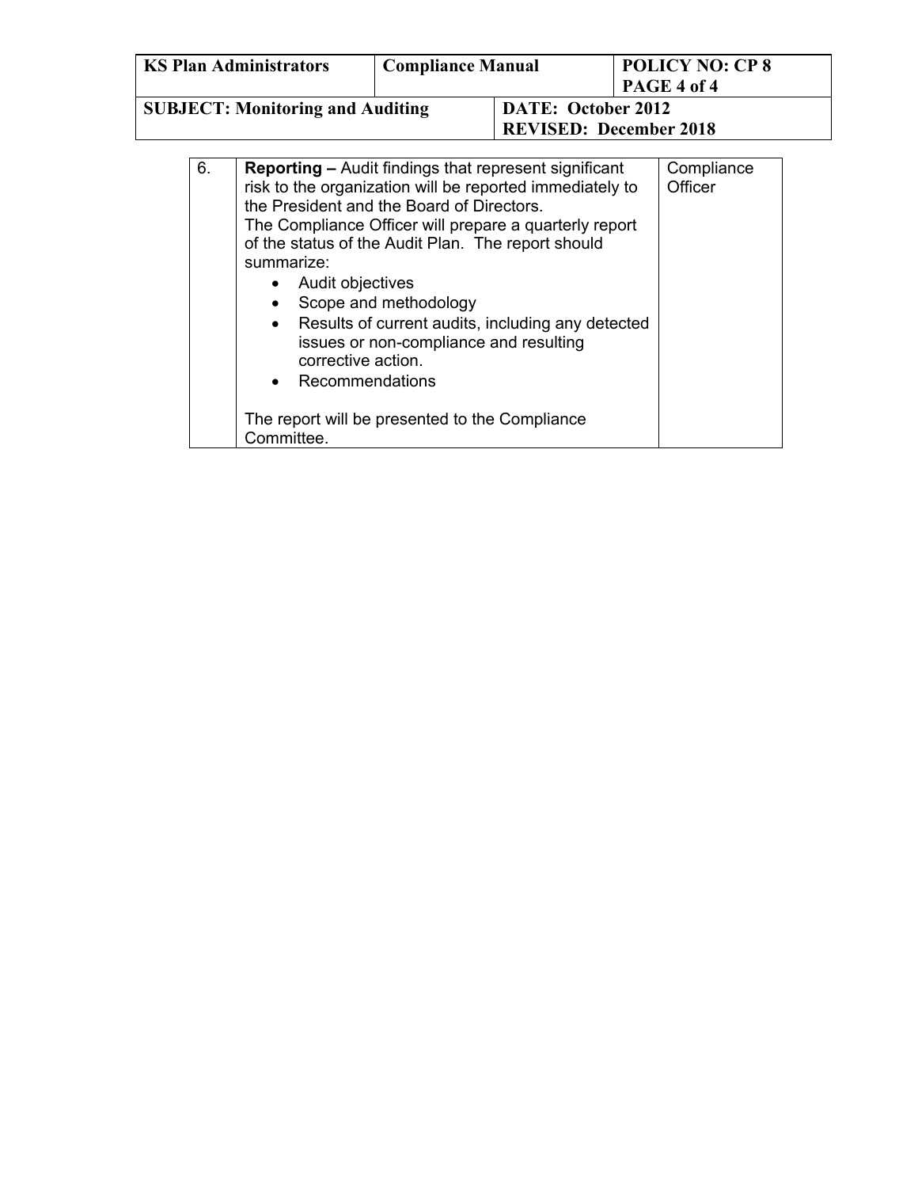| | | |
|---|---|---|
| 6. | **Reporting –** Audit findings that represent significant risk to the organization will be reported immediately to the President and the Board of Directors.<br>The Compliance Officer will prepare a quarterly report of the status of the Audit Plan. The report should summarize:<br>• Audit objectives<br>• Scope and methodology<br>• Results of current audits, including any detected issues or non-compliance and resulting corrective action.<br>• Recommendations<br><br>The report will be presented to the Compliance Committee. | Compliance Officer |